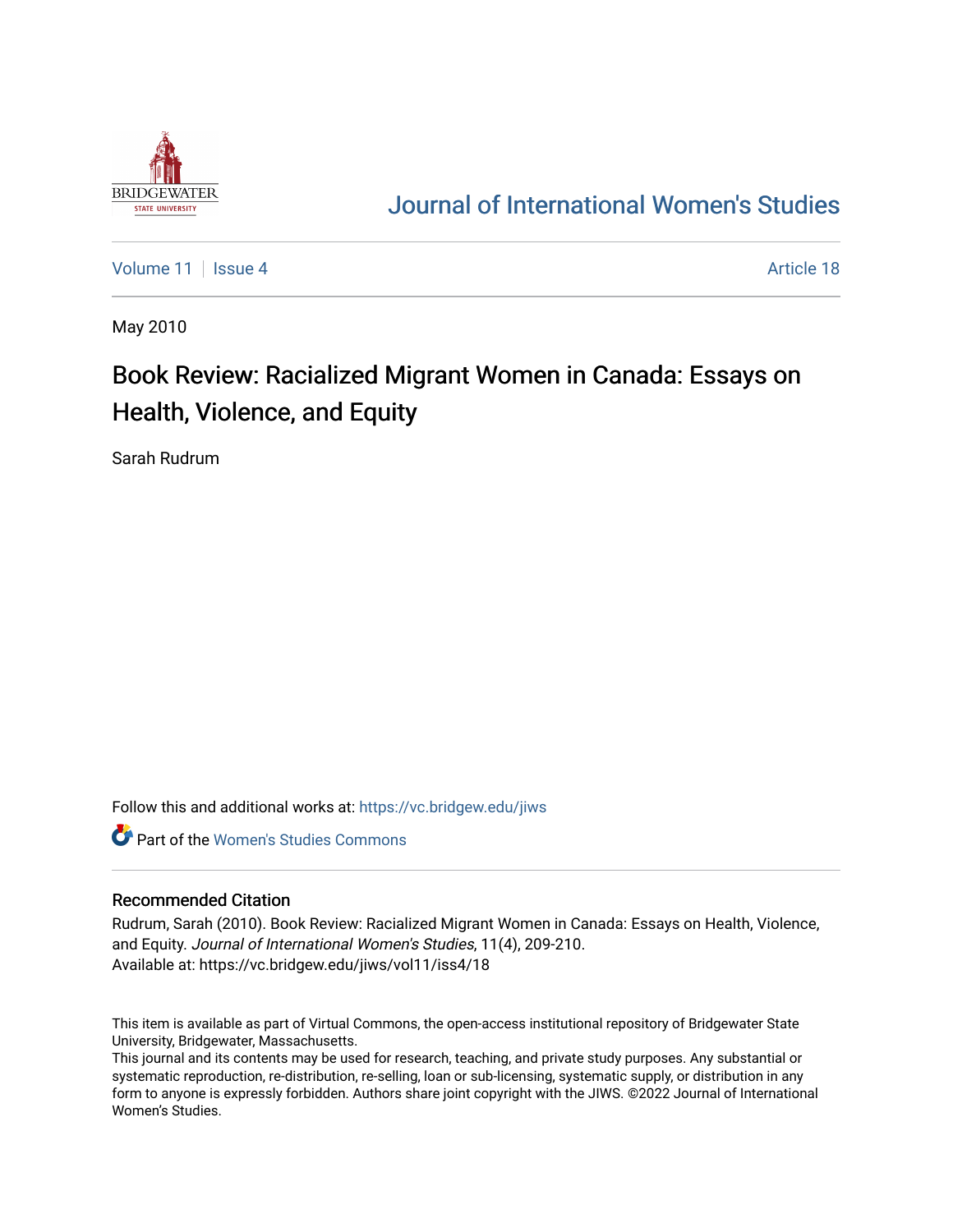Journal of International Women's Studies

Volume 11 | Issue 4 | Article 18

May 2010

# Book Review: Racialized Migrant Women in Canada: Essays on Health, Violence, and Equity

Sarah Rudrum

Follow this and additional works at: https://vc.bridgew.edu/jiws

Part of the Women's Studies Commons

## Recommended Citation

Rudrum, Sarah (2010). Book Review: Racialized Migrant Women in Canada: Essays on Health, Violence, and Equity. *Journal of International Women's Studies*, 11(4), 209-210.
Available at: https://vc.bridgew.edu/jiws/vol11/iss4/18

This item is available as part of Virtual Commons, the open-access institutional repository of Bridgewater State University, Bridgewater, Massachusetts.
This journal and its contents may be used for research, teaching, and private study purposes. Any substantial or systematic reproduction, re-distribution, re-selling, loan or sub-licensing, systematic supply, or distribution in any form to anyone is expressly forbidden. Authors share joint copyright with the JIWS. ©2022 Journal of International Women's Studies.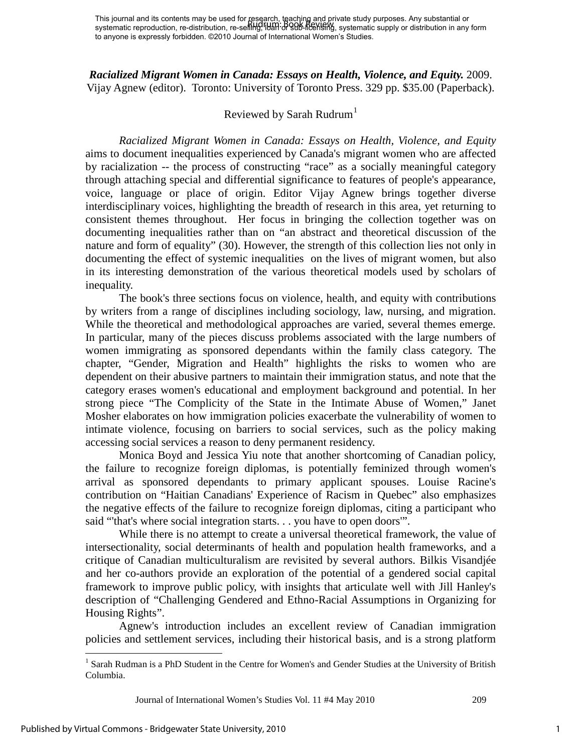***Racialized Migrant Women in Canada: Essays on Health, Violence, and Equity.*** 2009. Vijay Agnew (editor). Toronto: University of Toronto Press. 329 pp. $35.00 (Paperback).

Reviewed by Sarah Rudrum[1]

*Racialized Migrant Women in Canada: Essays on Health, Violence, and Equity* aims to document inequalities experienced by Canada's migrant women who are affected by racialization -- the process of constructing "race" as a socially meaningful category through attaching special and differential significance to features of people's appearance, voice, language or place of origin. Editor Vijay Agnew brings together diverse interdisciplinary voices, highlighting the breadth of research in this area, yet returning to consistent themes throughout. Her focus in bringing the collection together was on documenting inequalities rather than on "an abstract and theoretical discussion of the nature and form of equality" (30). However, the strength of this collection lies not only in documenting the effect of systemic inequalities on the lives of migrant women, but also in its interesting demonstration of the various theoretical models used by scholars of inequality.

The book's three sections focus on violence, health, and equity with contributions by writers from a range of disciplines including sociology, law, nursing, and migration. While the theoretical and methodological approaches are varied, several themes emerge. In particular, many of the pieces discuss problems associated with the large numbers of women immigrating as sponsored dependants within the family class category. The chapter, "Gender, Migration and Health" highlights the risks to women who are dependent on their abusive partners to maintain their immigration status, and note that the category erases women's educational and employment background and potential. In her strong piece "The Complicity of the State in the Intimate Abuse of Women," Janet Mosher elaborates on how immigration policies exacerbate the vulnerability of women to intimate violence, focusing on barriers to social services, such as the policy making accessing social services a reason to deny permanent residency.

Monica Boyd and Jessica Yiu note that another shortcoming of Canadian policy, the failure to recognize foreign diplomas, is potentially feminized through women's arrival as sponsored dependants to primary applicant spouses. Louise Racine's contribution on "Haitian Canadians' Experience of Racism in Quebec" also emphasizes the negative effects of the failure to recognize foreign diplomas, citing a participant who said "'that's where social integration starts. . . you have to open doors'".

While there is no attempt to create a universal theoretical framework, the value of intersectionality, social determinants of health and population health frameworks, and a critique of Canadian multiculturalism are revisited by several authors. Bilkis Visandjée and her co-authors provide an exploration of the potential of a gendered social capital framework to improve public policy, with insights that articulate well with Jill Hanley's description of "Challenging Gendered and Ethno-Racial Assumptions in Organizing for Housing Rights".

Agnew's introduction includes an excellent review of Canadian immigration policies and settlement services, including their historical basis, and is a strong platform

[1] Sarah Rudman is a PhD Student in the Centre for Women's and Gender Studies at the University of British Columbia.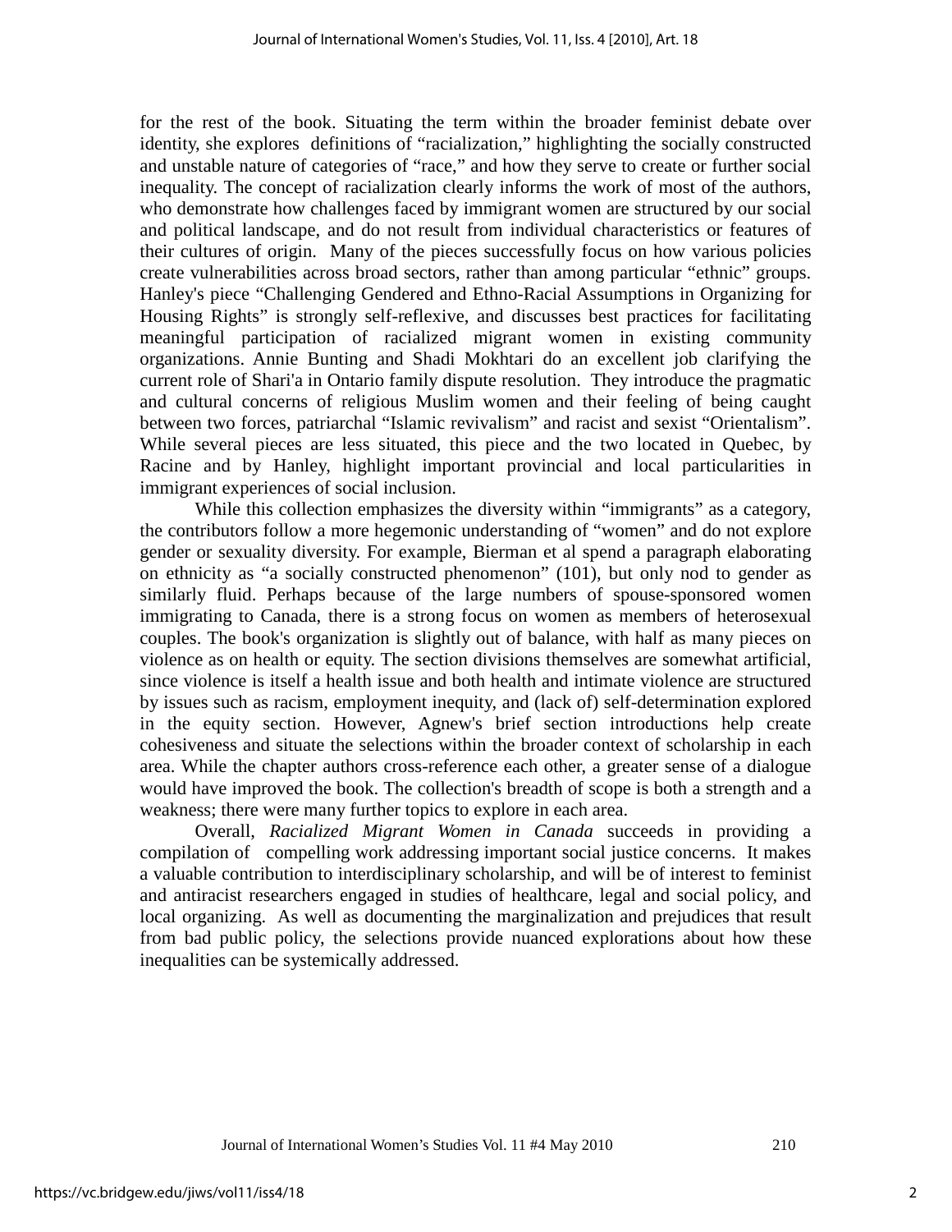for the rest of the book. Situating the term within the broader feminist debate over identity, she explores definitions of "racialization," highlighting the socially constructed and unstable nature of categories of "race," and how they serve to create or further social inequality. The concept of racialization clearly informs the work of most of the authors, who demonstrate how challenges faced by immigrant women are structured by our social and political landscape, and do not result from individual characteristics or features of their cultures of origin. Many of the pieces successfully focus on how various policies create vulnerabilities across broad sectors, rather than among particular "ethnic" groups. Hanley's piece "Challenging Gendered and Ethno-Racial Assumptions in Organizing for Housing Rights" is strongly self-reflexive, and discusses best practices for facilitating meaningful participation of racialized migrant women in existing community organizations. Annie Bunting and Shadi Mokhtari do an excellent job clarifying the current role of Shari'a in Ontario family dispute resolution. They introduce the pragmatic and cultural concerns of religious Muslim women and their feeling of being caught between two forces, patriarchal "Islamic revivalism" and racist and sexist "Orientalism". While several pieces are less situated, this piece and the two located in Quebec, by Racine and by Hanley, highlight important provincial and local particularities in immigrant experiences of social inclusion.

While this collection emphasizes the diversity within "immigrants" as a category, the contributors follow a more hegemonic understanding of "women" and do not explore gender or sexuality diversity. For example, Bierman et al spend a paragraph elaborating on ethnicity as "a socially constructed phenomenon" (101), but only nod to gender as similarly fluid. Perhaps because of the large numbers of spouse-sponsored women immigrating to Canada, there is a strong focus on women as members of heterosexual couples. The book's organization is slightly out of balance, with half as many pieces on violence as on health or equity. The section divisions themselves are somewhat artificial, since violence is itself a health issue and both health and intimate violence are structured by issues such as racism, employment inequity, and (lack of) self-determination explored in the equity section. However, Agnew's brief section introductions help create cohesiveness and situate the selections within the broader context of scholarship in each area. While the chapter authors cross-reference each other, a greater sense of a dialogue would have improved the book. The collection's breadth of scope is both a strength and a weakness; there were many further topics to explore in each area.

Overall, *Racialized Migrant Women in Canada* succeeds in providing a compilation of compelling work addressing important social justice concerns. It makes a valuable contribution to interdisciplinary scholarship, and will be of interest to feminist and antiracist researchers engaged in studies of healthcare, legal and social policy, and local organizing. As well as documenting the marginalization and prejudices that result from bad public policy, the selections provide nuanced explorations about how these inequalities can be systemically addressed.